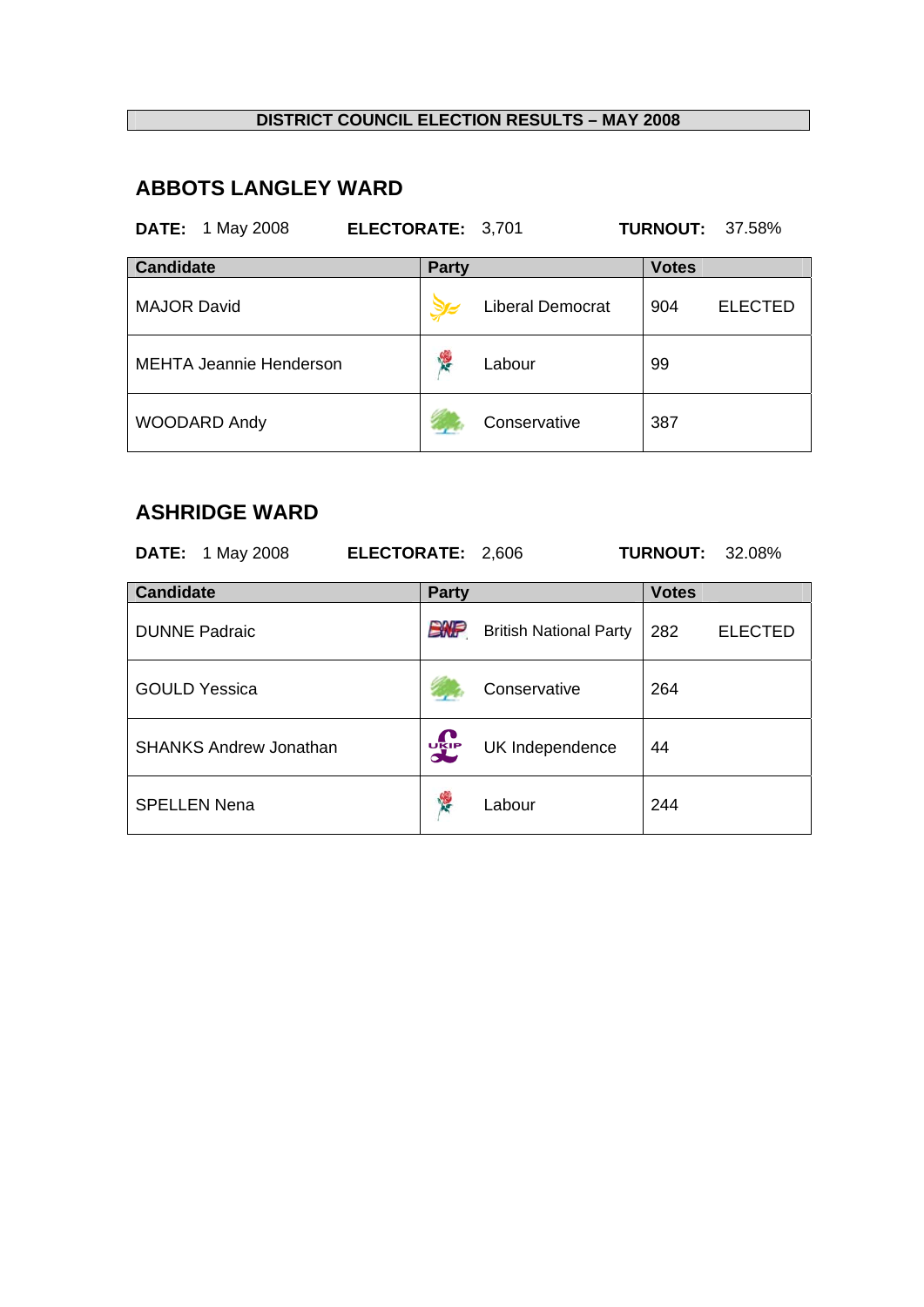**DISTRICT COUNCIL ELECTION RESULTS – MAY 2008**

## ABBOTS LANGLEY WARD

**DATE:** 1 May 2008 **ELECTORATE:** 3,701 **TURNOUT:** 37.58%

| Candidate | Party | Votes | |
|---|---|---|---|
| MAJOR David | Liberal Democrat | 904 | ELECTED |
| MEHTA Jeannie Henderson | Labour | 99 | |
| WOODARD Andy | Conservative | 387 | |

## ASHRIDGE WARD

**DATE:** 1 May 2008 **ELECTORATE:** 2,606 **TURNOUT:** 32.08%

| Candidate | Party | Votes | |
|---|---|---|---|
| DUNNE Padraic | British National Party | 282 | ELECTED |
| GOULD Yessica | Conservative | 264 | |
| SHANKS Andrew Jonathan | UK Independence | 44 | |
| SPELLEN Nena | Labour | 244 | |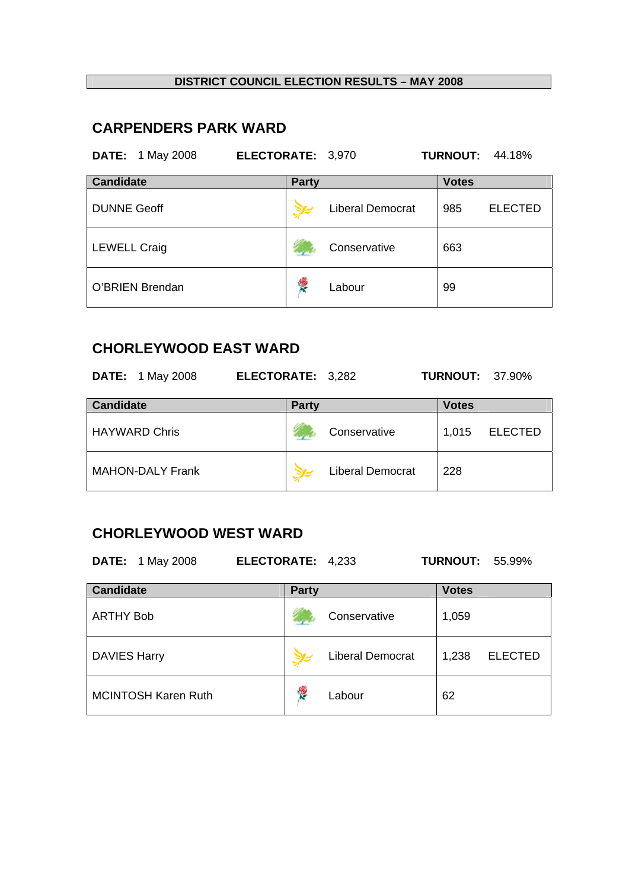**DISTRICT COUNCIL ELECTION RESULTS – MAY 2008**

## CARPENDERS PARK WARD

**DATE:** 1 May 2008 **ELECTORATE:** 3,970 **TURNOUT:** 44.18%

| Candidate | Party | Votes | |
|---|---|---|---|
| DUNNE Geoff | Liberal Democrat | 985 | ELECTED |
| LEWELL Craig | Conservative | 663 | |
| O'BRIEN Brendan | Labour | 99 | |

## CHORLEYWOOD EAST WARD

**DATE:** 1 May 2008 **ELECTORATE:** 3,282 **TURNOUT:** 37.90%

| Candidate | Party | Votes | |
|---|---|---|---|
| HAYWARD Chris | Conservative | 1,015 | ELECTED |
| MAHON-DALY Frank | Liberal Democrat | 228 | |

## CHORLEYWOOD WEST WARD

**DATE:** 1 May 2008 **ELECTORATE:** 4,233 **TURNOUT:** 55.99%

| Candidate | Party | Votes | |
|---|---|---|---|
| ARTHY Bob | Conservative | 1,059 | |
| DAVIES Harry | Liberal Democrat | 1,238 | ELECTED |
| MCINTOSH Karen Ruth | Labour | 62 | |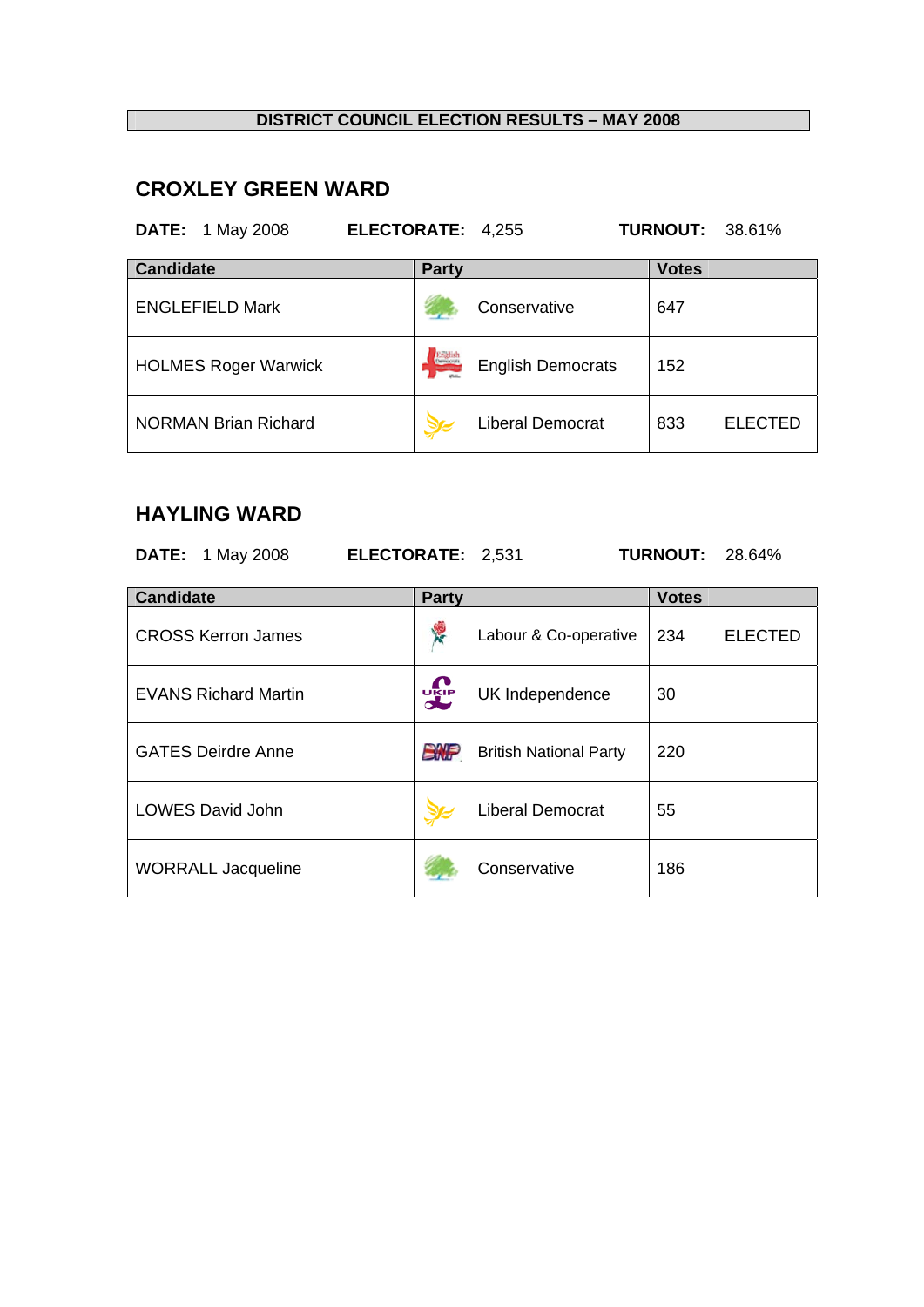**DISTRICT COUNCIL ELECTION RESULTS – MAY 2008**

## CROXLEY GREEN WARD

**DATE:** 1 May 2008 **ELECTORATE:** 4,255 **TURNOUT:** 38.61%

| Candidate | Party | Votes | |
|---|---|---|---|
| ENGLEFIELD Mark | Conservative | 647 | |
| HOLMES Roger Warwick | English Democrats | 152 | |
| NORMAN Brian Richard | Liberal Democrat | 833 | ELECTED |

## HAYLING WARD

**DATE:** 1 May 2008 **ELECTORATE:** 2,531 **TURNOUT:** 28.64%

| Candidate | Party | Votes | |
|---|---|---|---|
| CROSS Kerron James | Labour & Co-operative | 234 | ELECTED |
| EVANS Richard Martin | UK Independence | 30 | |
| GATES Deirdre Anne | British National Party | 220 | |
| LOWES David John | Liberal Democrat | 55 | |
| WORRALL Jacqueline | Conservative | 186 | |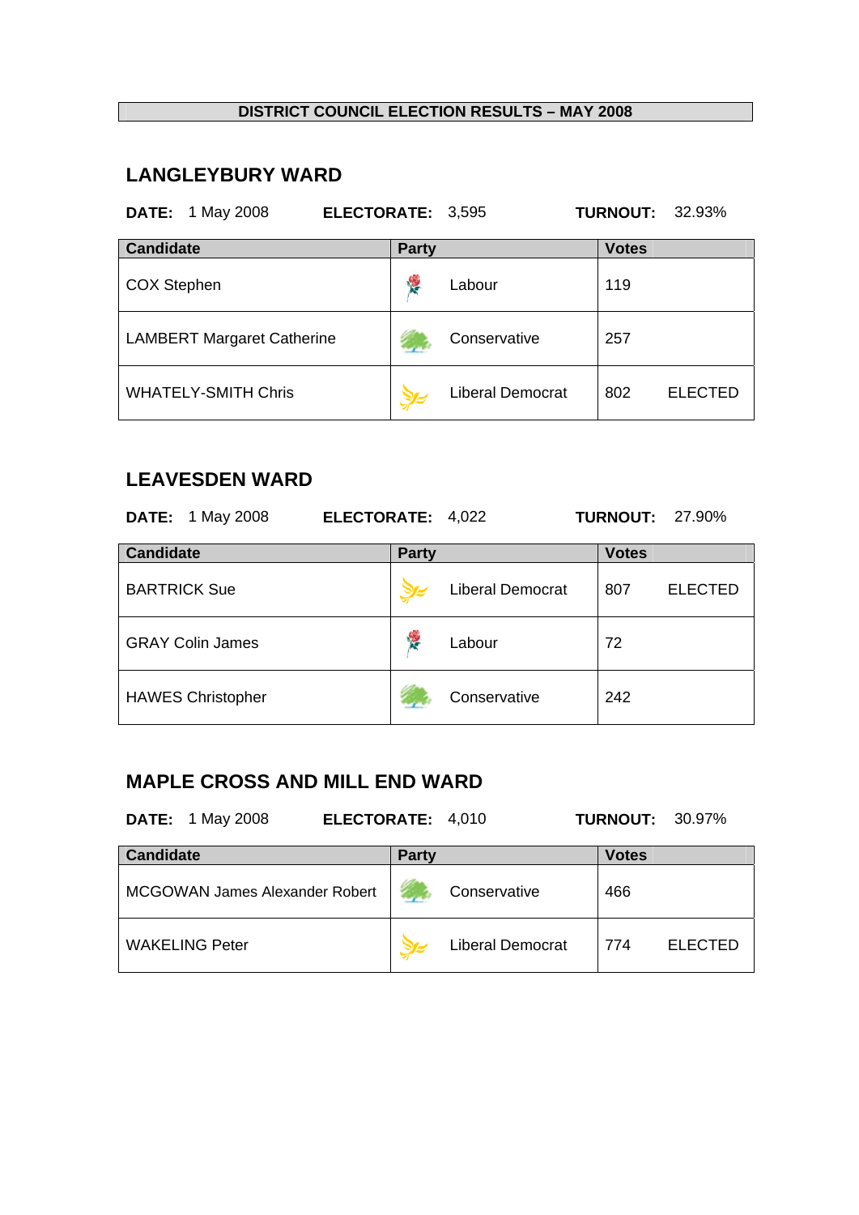**DISTRICT COUNCIL ELECTION RESULTS – MAY 2008**

## LANGLEYBURY WARD

**DATE:** 1 May 2008 **ELECTORATE:** 3,595 **TURNOUT:** 32.93%

| Candidate | Party | Votes | |
|---|---|---|---|
| COX Stephen | Labour | 119 | |
| LAMBERT Margaret Catherine | Conservative | 257 | |
| WHATELY-SMITH Chris | Liberal Democrat | 802 | ELECTED |

## LEAVESDEN WARD

**DATE:** 1 May 2008 **ELECTORATE:** 4,022 **TURNOUT:** 27.90%

| Candidate | Party | Votes | |
|---|---|---|---|
| BARTRICK Sue | Liberal Democrat | 807 | ELECTED |
| GRAY Colin James | Labour | 72 | |
| HAWES Christopher | Conservative | 242 | |

## MAPLE CROSS AND MILL END WARD

**DATE:** 1 May 2008 **ELECTORATE:** 4,010 **TURNOUT:** 30.97%

| Candidate | Party | Votes | |
|---|---|---|---|
| MCGOWAN James Alexander Robert | Conservative | 466 | |
| WAKELING Peter | Liberal Democrat | 774 | ELECTED |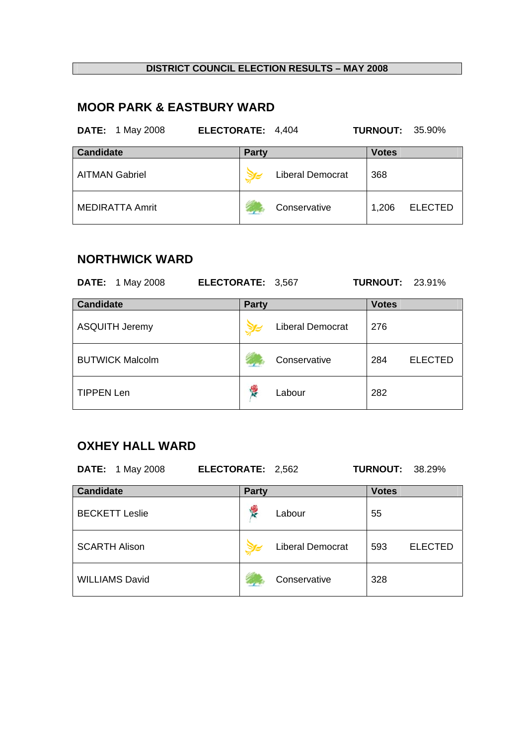**DISTRICT COUNCIL ELECTION RESULTS – MAY 2008**

## MOOR PARK & EASTBURY WARD

**DATE:** 1 May 2008 **ELECTORATE:** 4,404 **TURNOUT:** 35.90%

| Candidate | Party | Votes | |
|---|---|---|---|
| AITMAN Gabriel | Liberal Democrat | 368 | |
| MEDIRATTA Amrit | Conservative | 1,206 | ELECTED |

## NORTHWICK WARD

**DATE:** 1 May 2008 **ELECTORATE:** 3,567 **TURNOUT:** 23.91%

| Candidate | Party | Votes | |
|---|---|---|---|
| ASQUITH Jeremy | Liberal Democrat | 276 | |
| BUTWICK Malcolm | Conservative | 284 | ELECTED |
| TIPPEN Len | Labour | 282 | |

## OXHEY HALL WARD

**DATE:** 1 May 2008 **ELECTORATE:** 2,562 **TURNOUT:** 38.29%

| Candidate | Party | Votes | |
|---|---|---|---|
| BECKETT Leslie | Labour | 55 | |
| SCARTH Alison | Liberal Democrat | 593 | ELECTED |
| WILLIAMS David | Conservative | 328 | |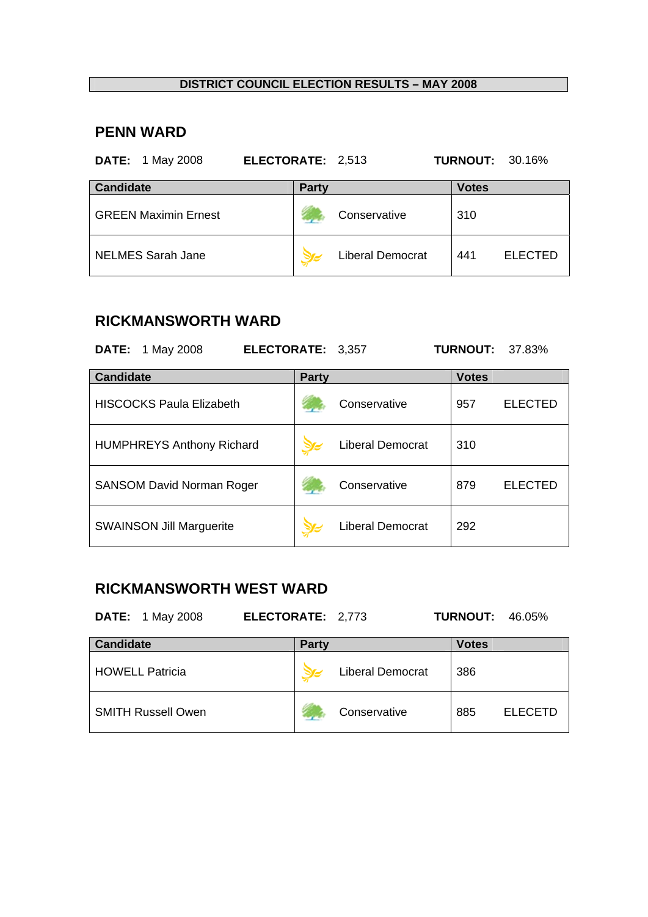**DISTRICT COUNCIL ELECTION RESULTS – MAY 2008**

## PENN WARD

**DATE:** 1 May 2008 **ELECTORATE:** 2,513 **TURNOUT:** 30.16%

| Candidate | Party | Votes | |
|---|---|---|---|
| GREEN Maximin Ernest | Conservative | 310 | |
| NELMES Sarah Jane | Liberal Democrat | 441 | ELECTED |

## RICKMANSWORTH WARD

**DATE:** 1 May 2008 **ELECTORATE:** 3,357 **TURNOUT:** 37.83%

| Candidate | Party | Votes | |
|---|---|---|---|
| HISCOCKS Paula Elizabeth | Conservative | 957 | ELECTED |
| HUMPHREYS Anthony Richard | Liberal Democrat | 310 | |
| SANSOM David Norman Roger | Conservative | 879 | ELECTED |
| SWAINSON Jill Marguerite | Liberal Democrat | 292 | |

## RICKMANSWORTH WEST WARD

**DATE:** 1 May 2008 **ELECTORATE:** 2,773 **TURNOUT:** 46.05%

| Candidate | Party | Votes | |
|---|---|---|---|
| HOWELL Patricia | Liberal Democrat | 386 | |
| SMITH Russell Owen | Conservative | 885 | ELECETD |